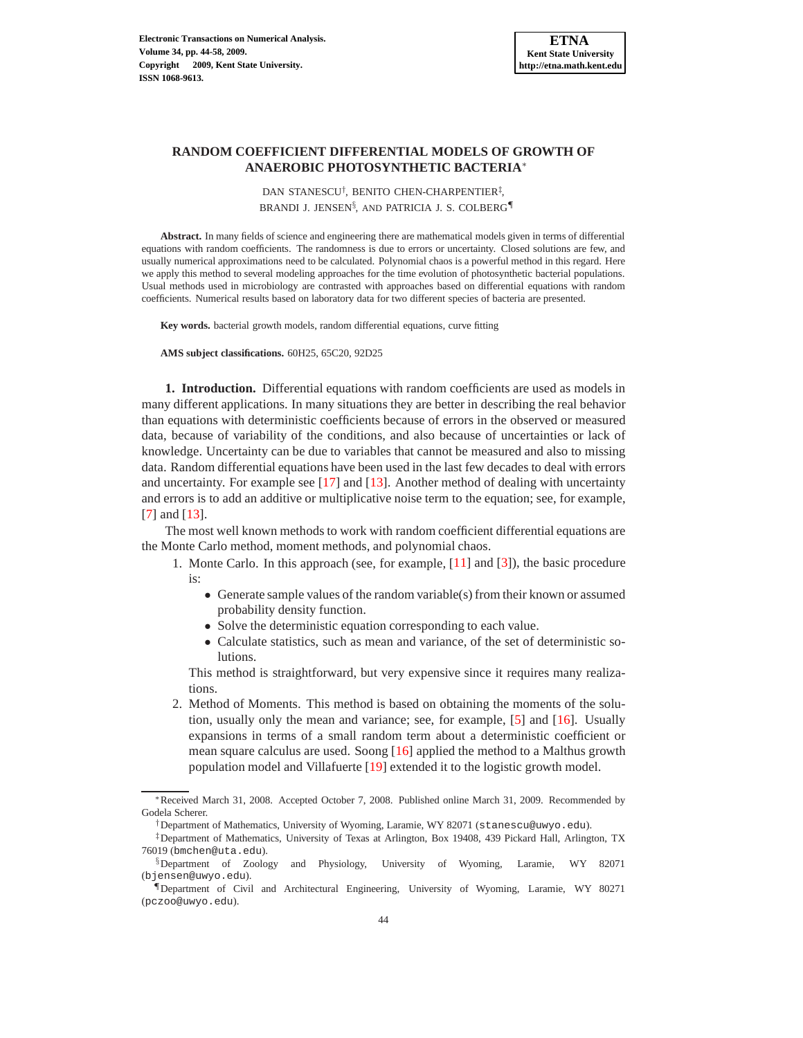# RANDOM COEFFICIENT DIFFERENTIAL MODELS OF GROWTH OF ANAEROBIC PHOTOSYNTHETIC BACTERIA[*]

DAN STANESCU[†], BENITO CHEN-CHARPENTIER[‡], BRANDI J. JENSEN[§], AND PATRICIA J. S. COLBERG[¶]

**Abstract.** In many fields of science and engineering there are mathematical models given in terms of differential equations with random coefficients. The randomness is due to errors or uncertainty. Closed solutions are few, and usually numerical approximations need to be calculated. Polynomial chaos is a powerful method in this regard. Here we apply this method to several modeling approaches for the time evolution of photosynthetic bacterial populations. Usual methods used in microbiology are contrasted with approaches based on differential equations with random coefficients. Numerical results based on laboratory data for two different species of bacteria are presented.

**Key words.** bacterial growth models, random differential equations, curve fitting

**AMS subject classifications.** 60H25, 65C20, 92D25

## 1. Introduction.

Differential equations with random coefficients are used as models in many different applications. In many situations they are better in describing the real behavior than equations with deterministic coefficients because of errors in the observed or measured data, because of variability of the conditions, and also because of uncertainties or lack of knowledge. Uncertainty can be due to variables that cannot be measured and also to missing data. Random differential equations have been used in the last few decades to deal with errors and uncertainty. For example see [17] and [13]. Another method of dealing with uncertainty and errors is to add an additive or multiplicative noise term to the equation; see, for example, [7] and [13].

The most well known methods to work with random coefficient differential equations are the Monte Carlo method, moment methods, and polynomial chaos.

1. Monte Carlo. In this approach (see, for example, [11] and [3]), the basic procedure is:
   - Generate sample values of the random variable(s) from their known or assumed probability density function.
   - Solve the deterministic equation corresponding to each value.
   - Calculate statistics, such as mean and variance, of the set of deterministic solutions.

   This method is straightforward, but very expensive since it requires many realizations.
2. Method of Moments. This method is based on obtaining the moments of the solution, usually only the mean and variance; see, for example, [5] and [16]. Usually expansions in terms of a small random term about a deterministic coefficient or mean square calculus are used. Soong [16] applied the method to a Malthus growth population model and Villafuerte [19] extended it to the logistic growth model.

---

[*] Received March 31, 2008. Accepted October 7, 2008. Published online March 31, 2009. Recommended by Godela Scherer.

[†] Department of Mathematics, University of Wyoming, Laramie, WY 82071 (stanescu@uwyo.edu).

[‡] Department of Mathematics, University of Texas at Arlington, Box 19408, 439 Pickard Hall, Arlington, TX 76019 (bmchen@uta.edu).

[§] Department of Zoology and Physiology, University of Wyoming, Laramie, WY 82071 (bjensen@uwyo.edu).

[¶] Department of Civil and Architectural Engineering, University of Wyoming, Laramie, WY 80271 (pczoo@uwyo.edu).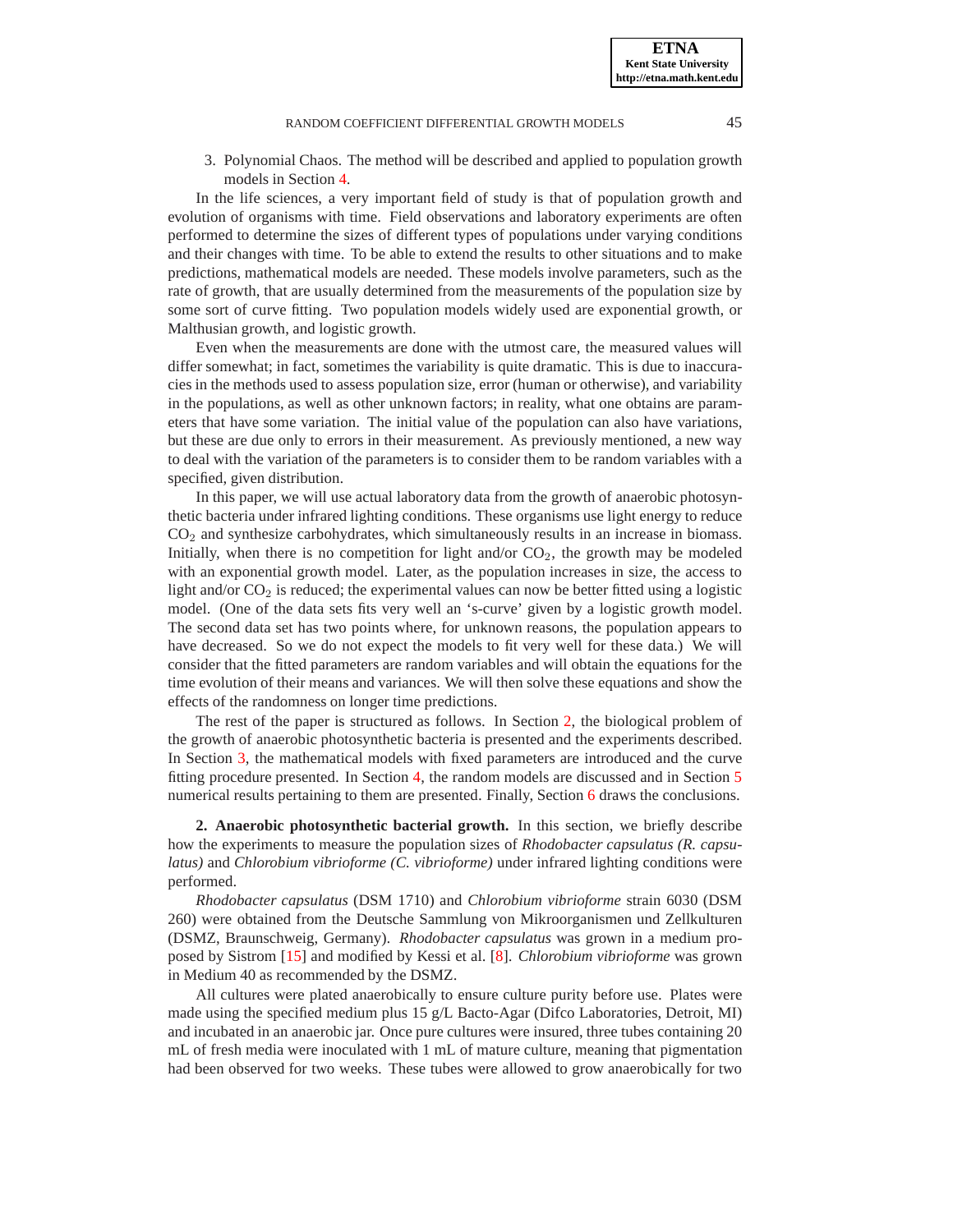3. Polynomial Chaos. The method will be described and applied to population growth models in Section 4.

In the life sciences, a very important field of study is that of population growth and evolution of organisms with time. Field observations and laboratory experiments are often performed to determine the sizes of different types of populations under varying conditions and their changes with time. To be able to extend the results to other situations and to make predictions, mathematical models are needed. These models involve parameters, such as the rate of growth, that are usually determined from the measurements of the population size by some sort of curve fitting. Two population models widely used are exponential growth, or Malthusian growth, and logistic growth.

Even when the measurements are done with the utmost care, the measured values will differ somewhat; in fact, sometimes the variability is quite dramatic. This is due to inaccuracies in the methods used to assess population size, error (human or otherwise), and variability in the populations, as well as other unknown factors; in reality, what one obtains are parameters that have some variation. The initial value of the population can also have variations, but these are due only to errors in their measurement. As previously mentioned, a new way to deal with the variation of the parameters is to consider them to be random variables with a specified, given distribution.

In this paper, we will use actual laboratory data from the growth of anaerobic photosynthetic bacteria under infrared lighting conditions. These organisms use light energy to reduce $CO_2$ and synthesize carbohydrates, which simultaneously results in an increase in biomass. Initially, when there is no competition for light and/or $CO_2$, the growth may be modeled with an exponential growth model. Later, as the population increases in size, the access to light and/or $CO_2$ is reduced; the experimental values can now be better fitted using a logistic model. (One of the data sets fits very well an 's-curve' given by a logistic growth model. The second data set has two points where, for unknown reasons, the population appears to have decreased. So we do not expect the models to fit very well for these data.) We will consider that the fitted parameters are random variables and will obtain the equations for the time evolution of their means and variances. We will then solve these equations and show the effects of the randomness on longer time predictions.

The rest of the paper is structured as follows. In Section 2, the biological problem of the growth of anaerobic photosynthetic bacteria is presented and the experiments described. In Section 3, the mathematical models with fixed parameters are introduced and the curve fitting procedure presented. In Section 4, the random models are discussed and in Section 5 numerical results pertaining to them are presented. Finally, Section 6 draws the conclusions.

## 2. Anaerobic photosynthetic bacterial growth.

In this section, we briefly describe how the experiments to measure the population sizes of *Rhodobacter capsulatus (R. capsulatus)* and *Chlorobium vibrioforme (C. vibrioforme)* under infrared lighting conditions were performed.

*Rhodobacter capsulatus* (DSM 1710) and *Chlorobium vibrioforme* strain 6030 (DSM 260) were obtained from the Deutsche Sammlung von Mikroorganismen und Zellkulturen (DSMZ, Braunschweig, Germany). *Rhodobacter capsulatus* was grown in a medium proposed by Sistrom [15] and modified by Kessi et al. [8]. *Chlorobium vibrioforme* was grown in Medium 40 as recommended by the DSMZ.

All cultures were plated anaerobically to ensure culture purity before use. Plates were made using the specified medium plus 15 g/L Bacto-Agar (Difco Laboratories, Detroit, MI) and incubated in an anaerobic jar. Once pure cultures were insured, three tubes containing 20 mL of fresh media were inoculated with 1 mL of mature culture, meaning that pigmentation had been observed for two weeks. These tubes were allowed to grow anaerobically for two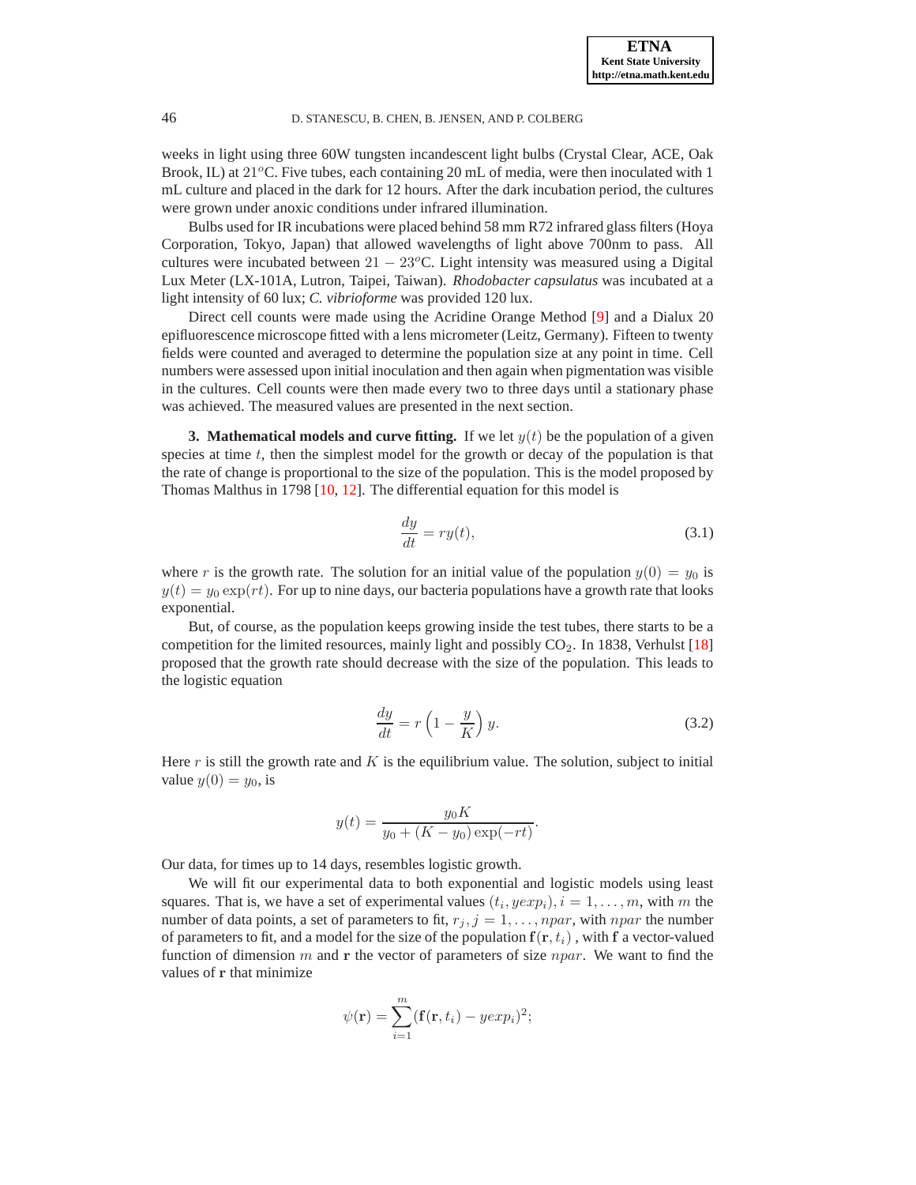weeks in light using three 60W tungsten incandescent light bulbs (Crystal Clear, ACE, Oak Brook, IL) at $21^o$C. Five tubes, each containing 20 mL of media, were then inoculated with 1 mL culture and placed in the dark for 12 hours. After the dark incubation period, the cultures were grown under anoxic conditions under infrared illumination.

Bulbs used for IR incubations were placed behind 58 mm R72 infrared glass filters (Hoya Corporation, Tokyo, Japan) that allowed wavelengths of light above 700nm to pass. All cultures were incubated between $21 - 23^o$C. Light intensity was measured using a Digital Lux Meter (LX-101A, Lutron, Taipei, Taiwan). *Rhodobacter capsulatus* was incubated at a light intensity of 60 lux; *C. vibrioforme* was provided 120 lux.

Direct cell counts were made using the Acridine Orange Method [9] and a Dialux 20 epifluorescence microscope fitted with a lens micrometer (Leitz, Germany). Fifteen to twenty fields were counted and averaged to determine the population size at any point in time. Cell numbers were assessed upon initial inoculation and then again when pigmentation was visible in the cultures. Cell counts were then made every two to three days until a stationary phase was achieved. The measured values are presented in the next section.

## 3. Mathematical models and curve fitting.

If we let $y(t)$ be the population of a given species at time $t$, then the simplest model for the growth or decay of the population is that the rate of change is proportional to the size of the population. This is the model proposed by Thomas Malthus in 1798 [10, 12]. The differential equation for this model is

$$\frac{dy}{dt} = ry(t), \tag{3.1}$$

where $r$ is the growth rate. The solution for an initial value of the population $y(0) = y_0$ is $y(t) = y_0 \exp(rt)$. For up to nine days, our bacteria populations have a growth rate that looks exponential.

But, of course, as the population keeps growing inside the test tubes, there starts to be a competition for the limited resources, mainly light and possibly $CO_2$. In 1838, Verhulst [18] proposed that the growth rate should decrease with the size of the population. This leads to the logistic equation

$$\frac{dy}{dt} = r\left(1 - \frac{y}{K}\right) y. \tag{3.2}$$

Here $r$ is still the growth rate and $K$ is the equilibrium value. The solution, subject to initial value $y(0) = y_0$, is

$$y(t) = \frac{y_0 K}{y_0 + (K - y_0)\exp(-rt)}.$$

Our data, for times up to 14 days, resembles logistic growth.

We will fit our experimental data to both exponential and logistic models using least squares. That is, we have a set of experimental values $(t_i, yexp_i), i = 1, \ldots, m$, with $m$ the number of data points, a set of parameters to fit, $r_j, j = 1, \ldots, npar$, with $npar$ the number of parameters to fit, and a model for the size of the population $\mathbf{f}(\mathbf{r}, t_i)$ , with $\mathbf{f}$ a vector-valued function of dimension $m$ and $\mathbf{r}$ the vector of parameters of size $npar$. We want to find the values of $\mathbf{r}$ that minimize

$$\psi(\mathbf{r}) = \sum_{i=1}^{m} (\mathbf{f}(\mathbf{r}, t_i) - yexp_i)^2;$$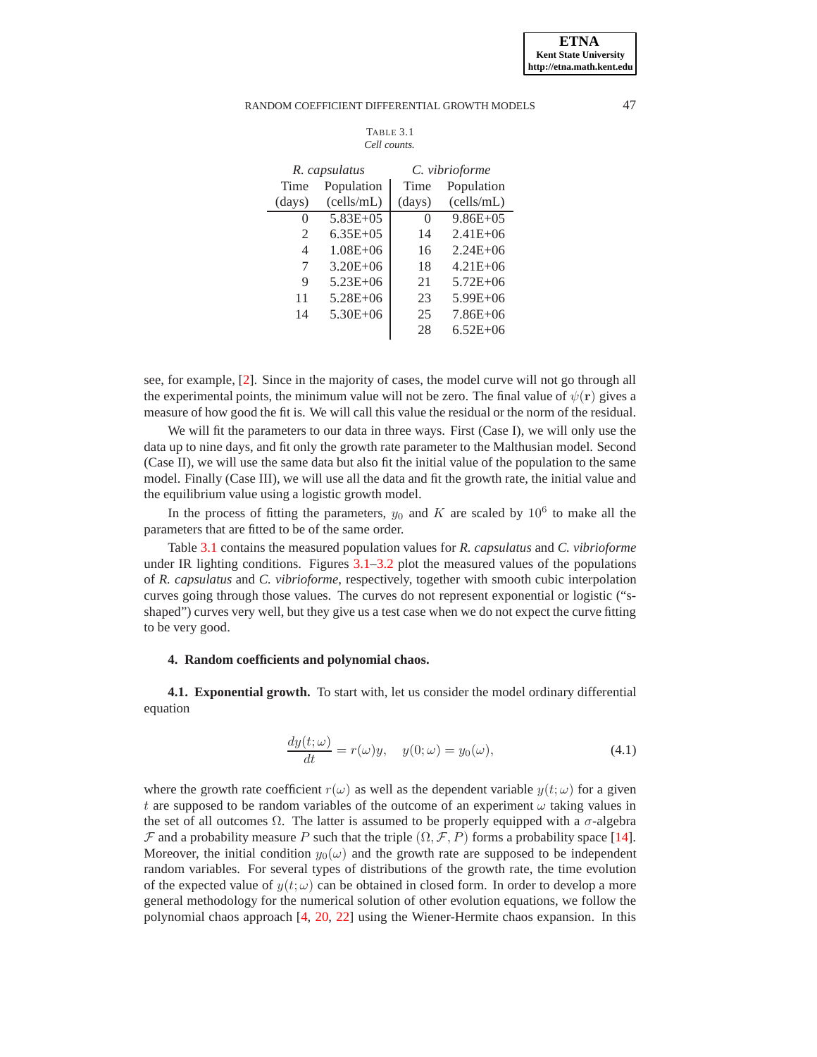TABLE 3.1
*Cell counts.*

| *R. capsulatus* | | *C. vibrioforme* | |
|---|---|---|---|
| Time (days) | Population (cells/mL) | Time (days) | Population (cells/mL) |
| 0 | 5.83E+05 | 0 | 9.86E+05 |
| 2 | 6.35E+05 | 14 | 2.41E+06 |
| 4 | 1.08E+06 | 16 | 2.24E+06 |
| 7 | 3.20E+06 | 18 | 4.21E+06 |
| 9 | 5.23E+06 | 21 | 5.72E+06 |
| 11 | 5.28E+06 | 23 | 5.99E+06 |
| 14 | 5.30E+06 | 25 | 7.86E+06 |
| | | 28 | 6.52E+06 |

see, for example, [2]. Since in the majority of cases, the model curve will not go through all the experimental points, the minimum value will not be zero. The final value of $\psi(\mathbf{r})$ gives a measure of how good the fit is. We will call this value the residual or the norm of the residual.

We will fit the parameters to our data in three ways. First (Case I), we will only use the data up to nine days, and fit only the growth rate parameter to the Malthusian model. Second (Case II), we will use the same data but also fit the initial value of the population to the same model. Finally (Case III), we will use all the data and fit the growth rate, the initial value and the equilibrium value using a logistic growth model.

In the process of fitting the parameters, $y_0$ and $K$ are scaled by $10^6$ to make all the parameters that are fitted to be of the same order.

Table 3.1 contains the measured population values for *R. capsulatus* and *C. vibrioforme* under IR lighting conditions. Figures 3.1–3.2 plot the measured values of the populations of *R. capsulatus* and *C. vibrioforme*, respectively, together with smooth cubic interpolation curves going through those values. The curves do not represent exponential or logistic ("s-shaped") curves very well, but they give us a test case when we do not expect the curve fitting to be very good.

## 4. Random coefficients and polynomial chaos.

**4.1. Exponential growth.** To start with, let us consider the model ordinary differential equation

$$\frac{dy(t;\omega)}{dt} = r(\omega)y, \quad y(0;\omega) = y_0(\omega), \tag{4.1}$$

where the growth rate coefficient $r(\omega)$ as well as the dependent variable $y(t;\omega)$ for a given $t$ are supposed to be random variables of the outcome of an experiment $\omega$ taking values in the set of all outcomes $\Omega$. The latter is assumed to be properly equipped with a $\sigma$-algebra $\mathcal{F}$ and a probability measure $P$ such that the triple $(\Omega, \mathcal{F}, P)$ forms a probability space [14]. Moreover, the initial condition $y_0(\omega)$ and the growth rate are supposed to be independent random variables. For several types of distributions of the growth rate, the time evolution of the expected value of $y(t;\omega)$ can be obtained in closed form. In order to develop a more general methodology for the numerical solution of other evolution equations, we follow the polynomial chaos approach [4, 20, 22] using the Wiener-Hermite chaos expansion. In this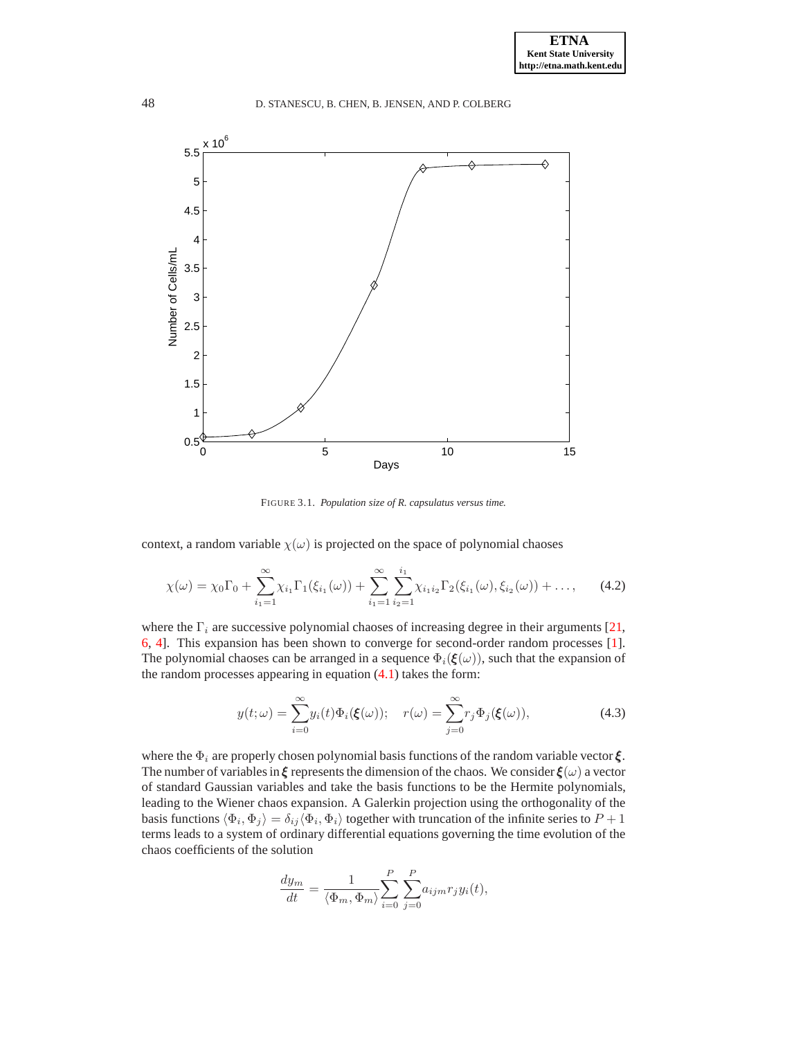FIGURE 3.1. *Population size of R. capsulatus versus time.*

context, a random variable $\chi(\omega)$ is projected on the space of polynomial chaoses

$$\chi(\omega) = \chi_0\Gamma_0 + \sum_{i_1=1}^{\infty} \chi_{i_1}\Gamma_1(\xi_{i_1}(\omega)) + \sum_{i_1=1}^{\infty}\sum_{i_2=1}^{i_1} \chi_{i_1 i_2}\Gamma_2(\xi_{i_1}(\omega), \xi_{i_2}(\omega)) + \ldots, \tag{4.2}$$

where the $\Gamma_i$ are successive polynomial chaoses of increasing degree in their arguments [21, 6, 4]. This expansion has been shown to converge for second-order random processes [1]. The polynomial chaoses can be arranged in a sequence $\Phi_i(\boldsymbol{\xi}(\omega))$, such that the expansion of the random processes appearing in equation (4.1) takes the form:

$$y(t;\omega) = \sum_{i=0}^{\infty} y_i(t)\Phi_i(\boldsymbol{\xi}(\omega)); \quad r(\omega) = \sum_{j=0}^{\infty} r_j\Phi_j(\boldsymbol{\xi}(\omega)), \tag{4.3}$$

where the $\Phi_i$ are properly chosen polynomial basis functions of the random variable vector $\boldsymbol{\xi}$. The number of variables in $\boldsymbol{\xi}$ represents the dimension of the chaos. We consider $\boldsymbol{\xi}(\omega)$ a vector of standard Gaussian variables and take the basis functions to be the Hermite polynomials, leading to the Wiener chaos expansion. A Galerkin projection using the orthogonality of the basis functions $\langle\Phi_i, \Phi_j\rangle = \delta_{ij}\langle\Phi_i, \Phi_i\rangle$ together with truncation of the infinite series to $P+1$ terms leads to a system of ordinary differential equations governing the time evolution of the chaos coefficients of the solution

$$\frac{dy_m}{dt} = \frac{1}{\langle\Phi_m, \Phi_m\rangle}\sum_{i=0}^{P}\sum_{j=0}^{P} a_{ijm} r_j y_i(t),$$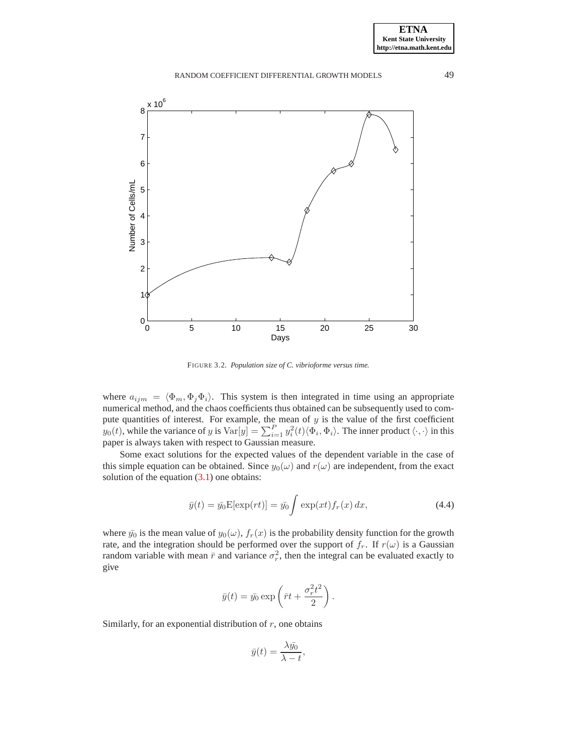FIGURE 3.2. *Population size of C. vibrioforme versus time.*

where $a_{ijm} = \langle \Phi_m, \Phi_j \Phi_i \rangle$. This system is then integrated in time using an appropriate numerical method, and the chaos coefficients thus obtained can be subsequently used to compute quantities of interest. For example, the mean of $y$ is the value of the first coefficient $y_0(t)$, while the variance of $y$ is $\mathrm{Var}[y] = \sum_{i=1}^{P} y_i^2(t) \langle \Phi_i, \Phi_i \rangle$. The inner product $\langle \cdot, \cdot \rangle$ in this paper is always taken with respect to Gaussian measure.

Some exact solutions for the expected values of the dependent variable in the case of this simple equation can be obtained. Since $y_0(\omega)$ and $r(\omega)$ are independent, from the exact solution of the equation (3.1) one obtains:

$$\bar{y}(t) = \bar{y_0} \mathrm{E}[\exp(rt)] = \bar{y_0} \int \exp(xt) f_r(x)\, dx, \tag{4.4}$$

where $\bar{y_0}$ is the mean value of $y_0(\omega)$, $f_r(x)$ is the probability density function for the growth rate, and the integration should be performed over the support of $f_r$. If $r(\omega)$ is a Gaussian random variable with mean $\bar{r}$ and variance $\sigma_r^2$, then the integral can be evaluated exactly to give

$$\bar{y}(t) = \bar{y_0} \exp\left( \bar{r}t + \frac{\sigma_r^2 t^2}{2} \right).$$

Similarly, for an exponential distribution of $r$, one obtains

$$\bar{y}(t) = \frac{\lambda \bar{y_0}}{\lambda - t},$$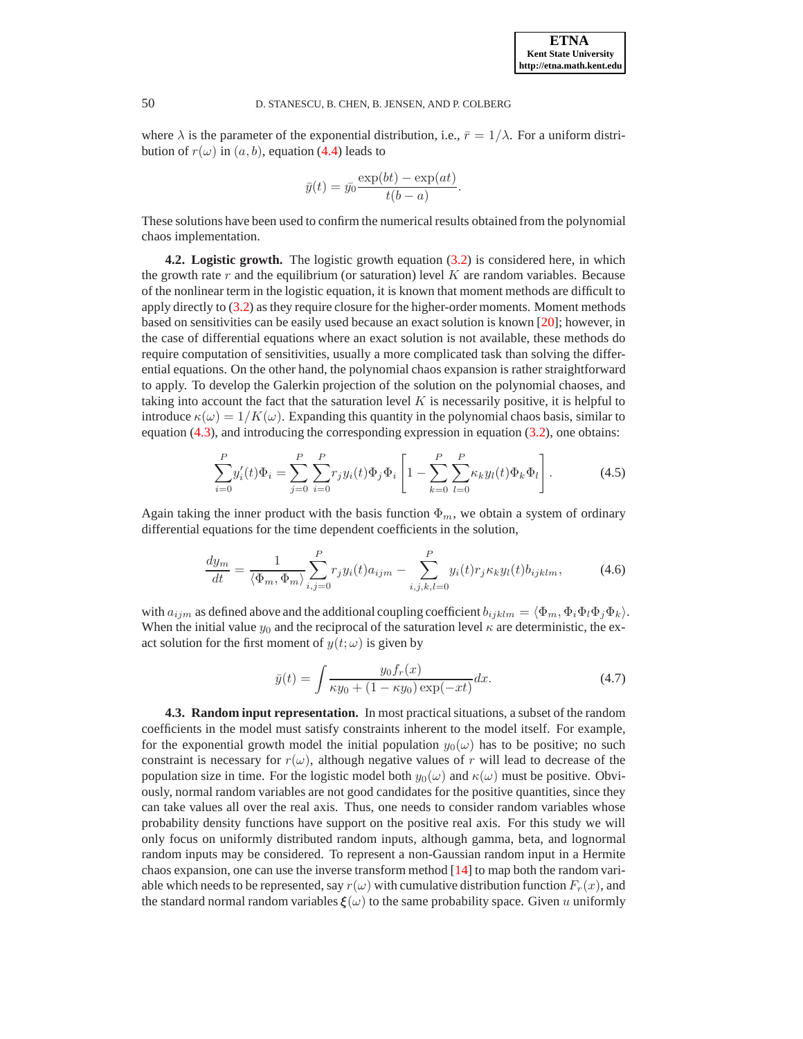where $\lambda$ is the parameter of the exponential distribution, i.e., $\bar{r} = 1/\lambda$. For a uniform distribution of $r(\omega)$ in $(a, b)$, equation (4.4) leads to

$$\bar{y}(t) = \bar{y_0} \frac{\exp(bt) - \exp(at)}{t(b-a)}.$$

These solutions have been used to confirm the numerical results obtained from the polynomial chaos implementation.

**4.2. Logistic growth.** The logistic growth equation (3.2) is considered here, in which the growth rate $r$ and the equilibrium (or saturation) level $K$ are random variables. Because of the nonlinear term in the logistic equation, it is known that moment methods are difficult to apply directly to (3.2) as they require closure for the higher-order moments. Moment methods based on sensitivities can be easily used because an exact solution is known [20]; however, in the case of differential equations where an exact solution is not available, these methods do require computation of sensitivities, usually a more complicated task than solving the differential equations. On the other hand, the polynomial chaos expansion is rather straightforward to apply. To develop the Galerkin projection of the solution on the polynomial chaoses, and taking into account the fact that the saturation level $K$ is necessarily positive, it is helpful to introduce $\kappa(\omega) = 1/K(\omega)$. Expanding this quantity in the polynomial chaos basis, similar to equation (4.3), and introducing the corresponding expression in equation (3.2), one obtains:

$$\sum_{i=0}^{P} y_i'(t)\Phi_i = \sum_{j=0}^{P} \sum_{i=0}^{P} r_j y_i(t) \Phi_j \Phi_i \left[ 1 - \sum_{k=0}^{P} \sum_{l=0}^{P} \kappa_k y_l(t) \Phi_k \Phi_l \right]. \tag{4.5}$$

Again taking the inner product with the basis function $\Phi_m$, we obtain a system of ordinary differential equations for the time dependent coefficients in the solution,

$$\frac{dy_m}{dt} = \frac{1}{\langle \Phi_m, \Phi_m \rangle} \sum_{i,j=0}^{P} r_j y_i(t) a_{ijm} - \sum_{i,j,k,l=0}^{P} y_i(t) r_j \kappa_k y_l(t) b_{ijklm}, \tag{4.6}$$

with $a_{ijm}$ as defined above and the additional coupling coefficient $b_{ijklm} = \langle \Phi_m, \Phi_i \Phi_l \Phi_j \Phi_k \rangle$. When the initial value $y_0$ and the reciprocal of the saturation level $\kappa$ are deterministic, the exact solution for the first moment of $y(t;\omega)$ is given by

$$\bar{y}(t) = \int \frac{y_0 f_r(x)}{\kappa y_0 + (1 - \kappa y_0)\exp(-xt)} dx. \tag{4.7}$$

**4.3. Random input representation.** In most practical situations, a subset of the random coefficients in the model must satisfy constraints inherent to the model itself. For example, for the exponential growth model the initial population $y_0(\omega)$ has to be positive; no such constraint is necessary for $r(\omega)$, although negative values of $r$ will lead to decrease of the population size in time. For the logistic model both $y_0(\omega)$ and $\kappa(\omega)$ must be positive. Obviously, normal random variables are not good candidates for the positive quantities, since they can take values all over the real axis. Thus, one needs to consider random variables whose probability density functions have support on the positive real axis. For this study we will only focus on uniformly distributed random inputs, although gamma, beta, and lognormal random inputs may be considered. To represent a non-Gaussian random input in a Hermite chaos expansion, one can use the inverse transform method [14] to map both the random variable which needs to be represented, say $r(\omega)$ with cumulative distribution function $F_r(x)$, and the standard normal random variables $\boldsymbol{\xi}(\omega)$ to the same probability space. Given $u$ uniformly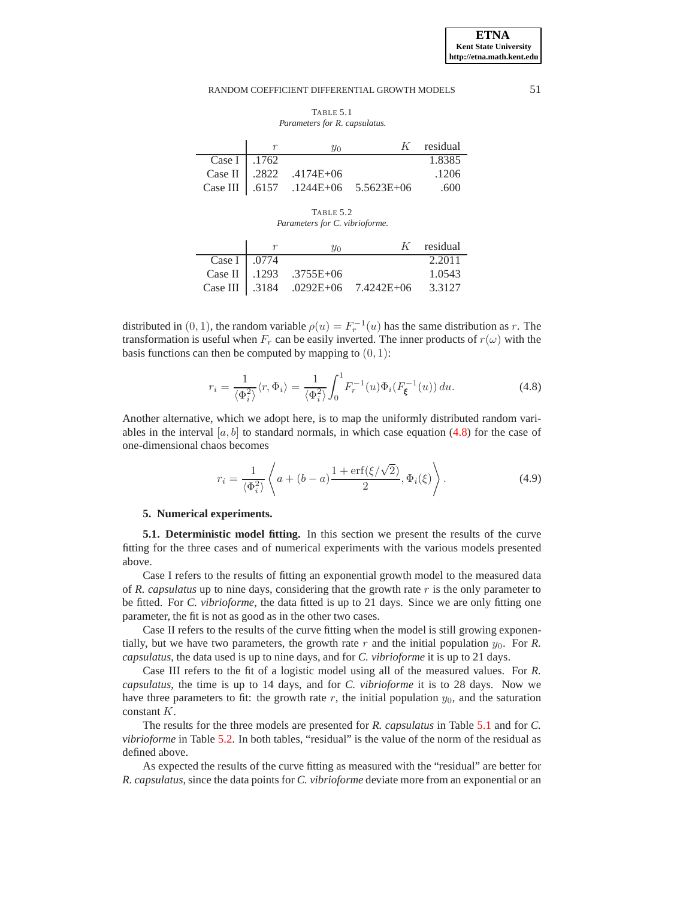TABLE 5.1
*Parameters for R. capsulatus.*

| | $r$ | $y_0$ | $K$ | residual |
|---|---|---|---|---|
| Case I | .1762 | | | 1.8385 |
| Case II | .2822 | .4174E+06 | | .1206 |
| Case III | .6157 | .1244E+06 | 5.5623E+06 | .600 |

TABLE 5.2
*Parameters for C. vibrioforme.*

| | $r$ | $y_0$ | $K$ | residual |
|---|---|---|---|---|
| Case I | .0774 | | | 2.2011 |
| Case II | .1293 | .3755E+06 | | 1.0543 |
| Case III | .3184 | .0292E+06 | 7.4242E+06 | 3.3127 |

distributed in $(0, 1)$, the random variable $\rho(u) = F_r^{-1}(u)$ has the same distribution as $r$. The transformation is useful when $F_r$ can be easily inverted. The inner products of $r(\omega)$ with the basis functions can then be computed by mapping to $(0, 1)$:

$$r_i = \frac{1}{\langle \Phi_i^2 \rangle} \langle r, \Phi_i \rangle = \frac{1}{\langle \Phi_i^2 \rangle} \int_0^1 F_r^{-1}(u) \Phi_i(F_{\boldsymbol{\xi}}^{-1}(u))\, du. \tag{4.8}$$

Another alternative, which we adopt here, is to map the uniformly distributed random variables in the interval $[a, b]$ to standard normals, in which case equation (4.8) for the case of one-dimensional chaos becomes

$$r_i = \frac{1}{\langle \Phi_i^2 \rangle} \left\langle a + (b - a) \frac{1 + \operatorname{erf}(\xi/\sqrt{2})}{2}, \Phi_i(\xi) \right\rangle. \tag{4.9}$$

## 5. Numerical experiments.

**5.1. Deterministic model fitting.** In this section we present the results of the curve fitting for the three cases and of numerical experiments with the various models presented above.

Case I refers to the results of fitting an exponential growth model to the measured data of *R. capsulatus* up to nine days, considering that the growth rate $r$ is the only parameter to be fitted. For *C. vibrioforme*, the data fitted is up to 21 days. Since we are only fitting one parameter, the fit is not as good as in the other two cases.

Case II refers to the results of the curve fitting when the model is still growing exponentially, but we have two parameters, the growth rate $r$ and the initial population $y_0$. For *R. capsulatus*, the data used is up to nine days, and for *C. vibrioforme* it is up to 21 days.

Case III refers to the fit of a logistic model using all of the measured values. For *R. capsulatus*, the time is up to 14 days, and for *C. vibrioforme* it is to 28 days. Now we have three parameters to fit: the growth rate $r$, the initial population $y_0$, and the saturation constant $K$.

The results for the three models are presented for *R. capsulatus* in Table 5.1 and for *C. vibrioforme* in Table 5.2. In both tables, "residual" is the value of the norm of the residual as defined above.

As expected the results of the curve fitting as measured with the "residual" are better for *R. capsulatus*, since the data points for *C. vibrioforme* deviate more from an exponential or an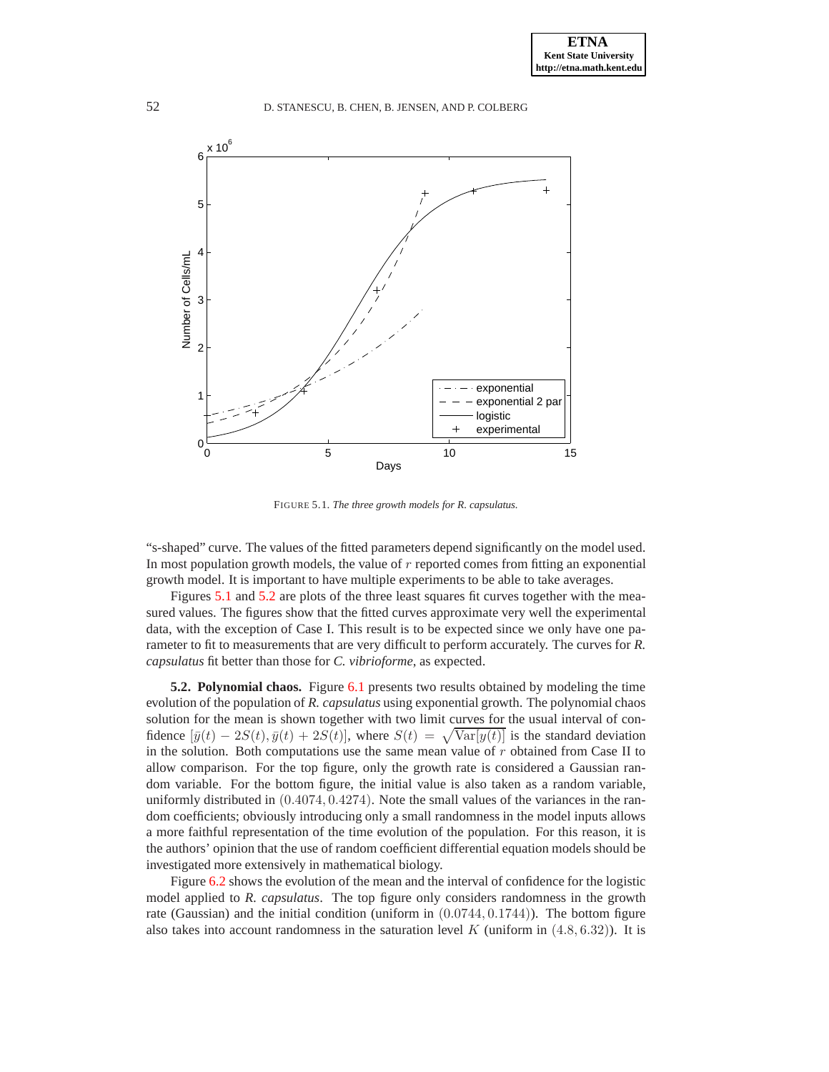FIGURE 5.1. *The three growth models for R. capsulatus.*

"s-shaped" curve. The values of the fitted parameters depend significantly on the model used. In most population growth models, the value of $r$ reported comes from fitting an exponential growth model. It is important to have multiple experiments to be able to take averages.

Figures 5.1 and 5.2 are plots of the three least squares fit curves together with the measured values. The figures show that the fitted curves approximate very well the experimental data, with the exception of Case I. This result is to be expected since we only have one parameter to fit to measurements that are very difficult to perform accurately. The curves for *R. capsulatus* fit better than those for *C. vibrioforme*, as expected.

**5.2. Polynomial chaos.** Figure 6.1 presents two results obtained by modeling the time evolution of the population of *R. capsulatus* using exponential growth. The polynomial chaos solution for the mean is shown together with two limit curves for the usual interval of confidence $[\bar{y}(t) - 2S(t), \bar{y}(t) + 2S(t)]$, where $S(t) = \sqrt{\mathrm{Var}[y(t)]}$ is the standard deviation in the solution. Both computations use the same mean value of $r$ obtained from Case II to allow comparison. For the top figure, only the growth rate is considered a Gaussian random variable. For the bottom figure, the initial value is also taken as a random variable, uniformly distributed in $(0.4074, 0.4274)$. Note the small values of the variances in the random coefficients; obviously introducing only a small randomness in the model inputs allows a more faithful representation of the time evolution of the population. For this reason, it is the authors' opinion that the use of random coefficient differential equation models should be investigated more extensively in mathematical biology.

Figure 6.2 shows the evolution of the mean and the interval of confidence for the logistic model applied to *R. capsulatus*. The top figure only considers randomness in the growth rate (Gaussian) and the initial condition (uniform in $(0.0744, 0.1744)$). The bottom figure also takes into account randomness in the saturation level $K$ (uniform in $(4.8, 6.32)$). It is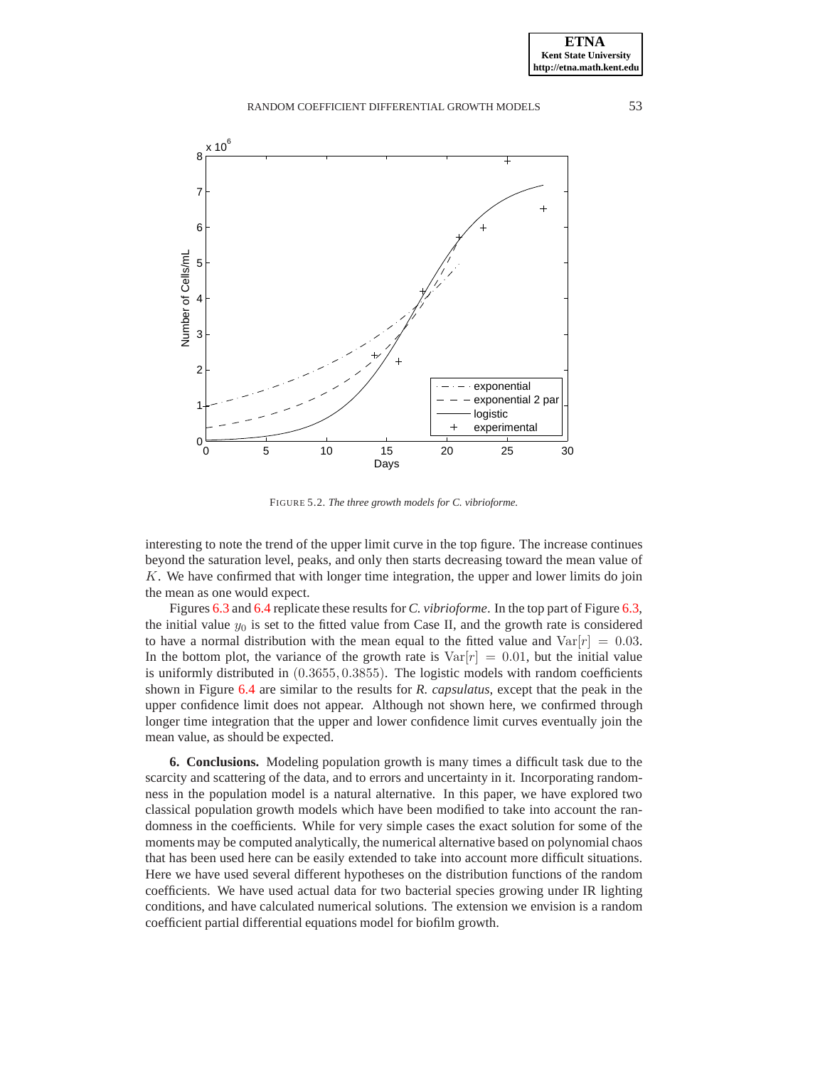FIGURE 5.2. *The three growth models for C. vibrioforme.*

interesting to note the trend of the upper limit curve in the top figure. The increase continues beyond the saturation level, peaks, and only then starts decreasing toward the mean value of $K$. We have confirmed that with longer time integration, the upper and lower limits do join the mean as one would expect.

Figures 6.3 and 6.4 replicate these results for *C. vibrioforme*. In the top part of Figure 6.3, the initial value $y_0$ is set to the fitted value from Case II, and the growth rate is considered to have a normal distribution with the mean equal to the fitted value and $\mathrm{Var}[r] = 0.03$. In the bottom plot, the variance of the growth rate is $\mathrm{Var}[r] = 0.01$, but the initial value is uniformly distributed in $(0.3655, 0.3855)$. The logistic models with random coefficients shown in Figure 6.4 are similar to the results for *R. capsulatus*, except that the peak in the upper confidence limit does not appear. Although not shown here, we confirmed through longer time integration that the upper and lower confidence limit curves eventually join the mean value, as should be expected.

**6. Conclusions.** Modeling population growth is many times a difficult task due to the scarcity and scattering of the data, and to errors and uncertainty in it. Incorporating randomness in the population model is a natural alternative. In this paper, we have explored two classical population growth models which have been modified to take into account the randomness in the coefficients. While for very simple cases the exact solution for some of the moments may be computed analytically, the numerical alternative based on polynomial chaos that has been used here can be easily extended to take into account more difficult situations. Here we have used several different hypotheses on the distribution functions of the random coefficients. We have used actual data for two bacterial species growing under IR lighting conditions, and have calculated numerical solutions. The extension we envision is a random coefficient partial differential equations model for biofilm growth.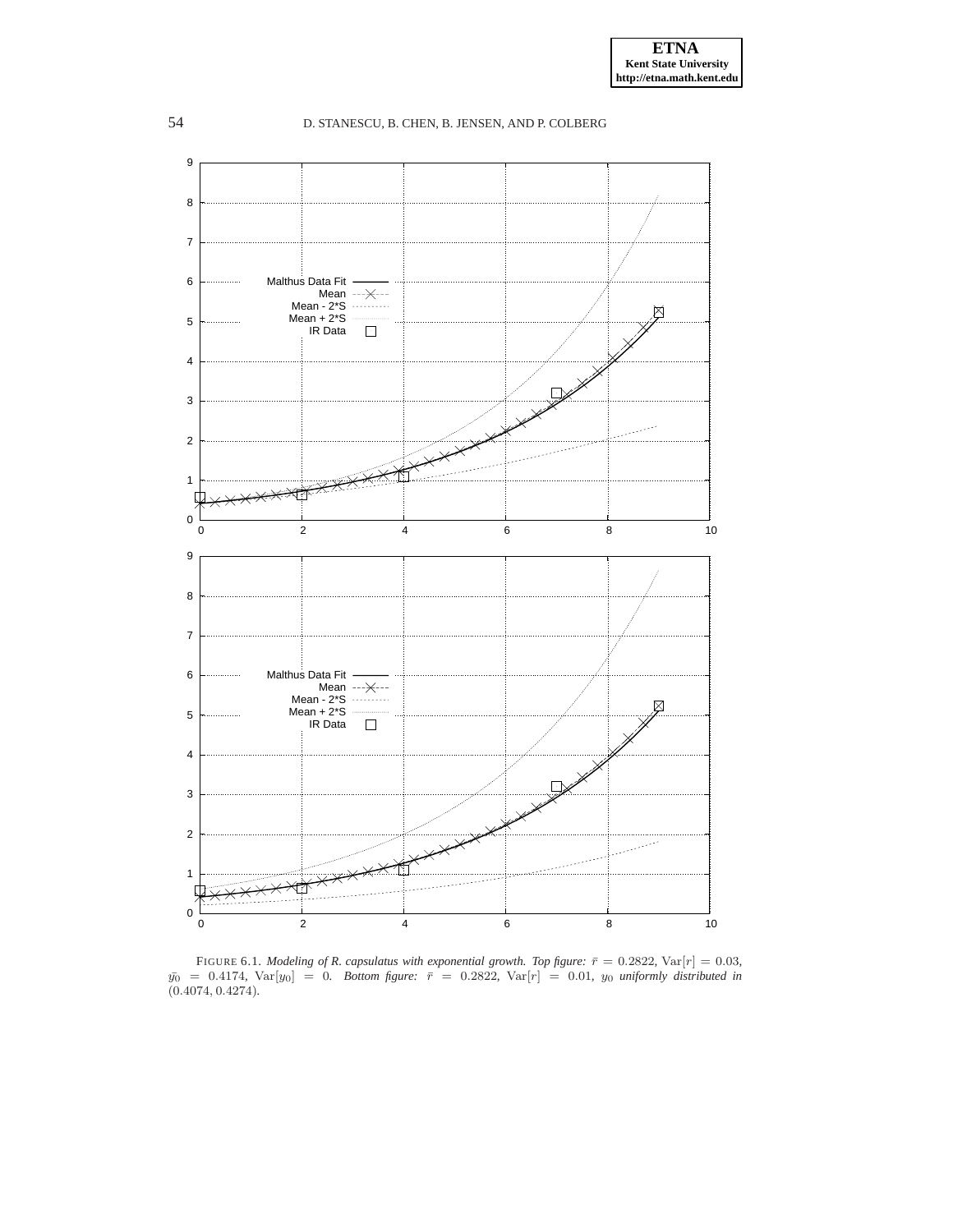FIGURE 6.1. *Modeling of R. capsulatus with exponential growth. Top figure:* $\bar{r} = 0.2822$, $\mathrm{Var}[r] = 0.03$, $\bar{y_0} = 0.4174$, $\mathrm{Var}[y_0] = 0$. *Bottom figure:* $\bar{r} = 0.2822$, $\mathrm{Var}[r] = 0.01$, $y_0$ *uniformly distributed in* $(0.4074, 0.4274)$.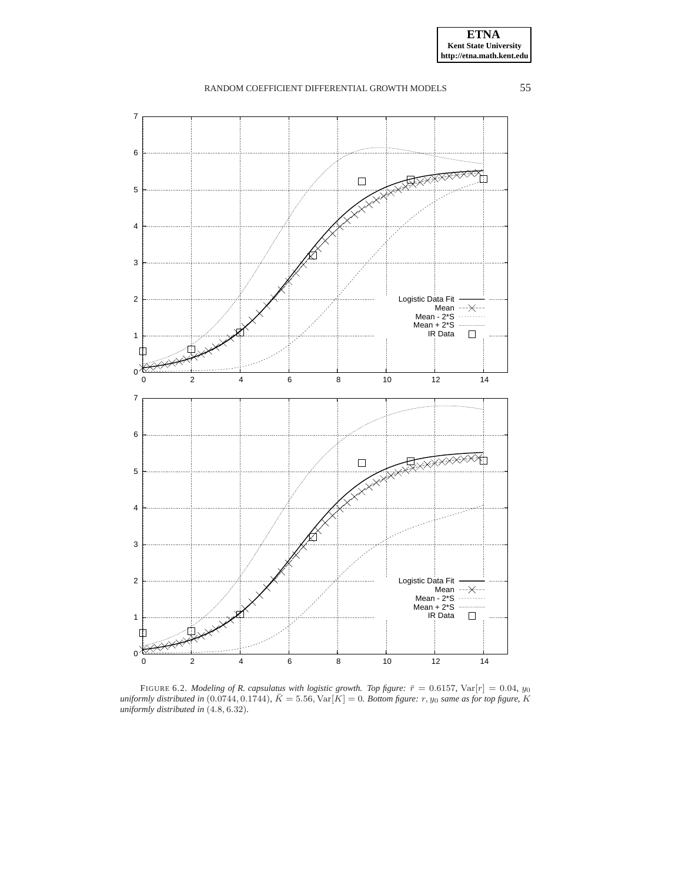FIGURE 6.2. *Modeling of R. capsulatus with logistic growth. Top figure: $\bar{r} = 0.6157$, $\mathrm{Var}[r] = 0.04$, $y_0$ uniformly distributed in $(0.0744, 0.1744)$, $\bar{K} = 5.56$, $\mathrm{Var}[K] = 0$. Bottom figure: $r, y_0$ same as for top figure, $K$ uniformly distributed in $(4.8, 6.32)$.*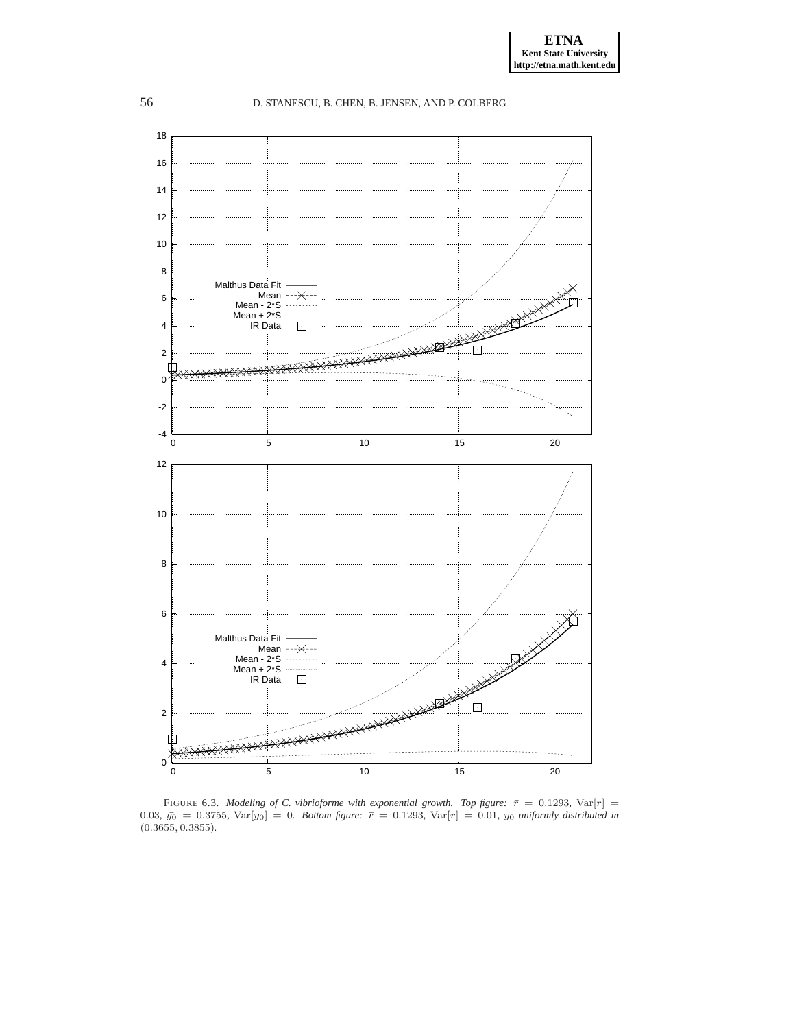FIGURE 6.3. *Modeling of C. vibrioforme with exponential growth. Top figure:* $\bar{r} = 0.1293$, $\mathrm{Var}[r] = 0.03$, $\bar{y_0} = 0.3755$, $\mathrm{Var}[y_0] = 0$. *Bottom figure:* $\bar{r} = 0.1293$, $\mathrm{Var}[r] = 0.01$, $y_0$ *uniformly distributed in* $(0.3655, 0.3855)$.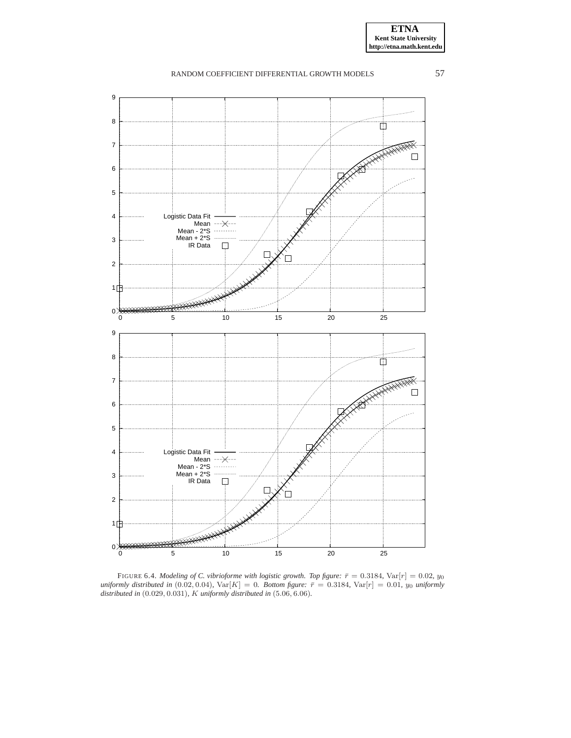FIGURE 6.4. *Modeling of C. vibrioforme with logistic growth. Top figure:* $\bar{r} = 0.3184$, $\mathrm{Var}[r] = 0.02$, $y_0$ *uniformly distributed in* $(0.02, 0.04)$, $\mathrm{Var}[K] = 0$. *Bottom figure:* $\bar{r} = 0.3184$, $\mathrm{Var}[r] = 0.01$, $y_0$ *uniformly distributed in* $(0.029, 0.031)$, $K$ *uniformly distributed in* $(5.06, 6.06)$.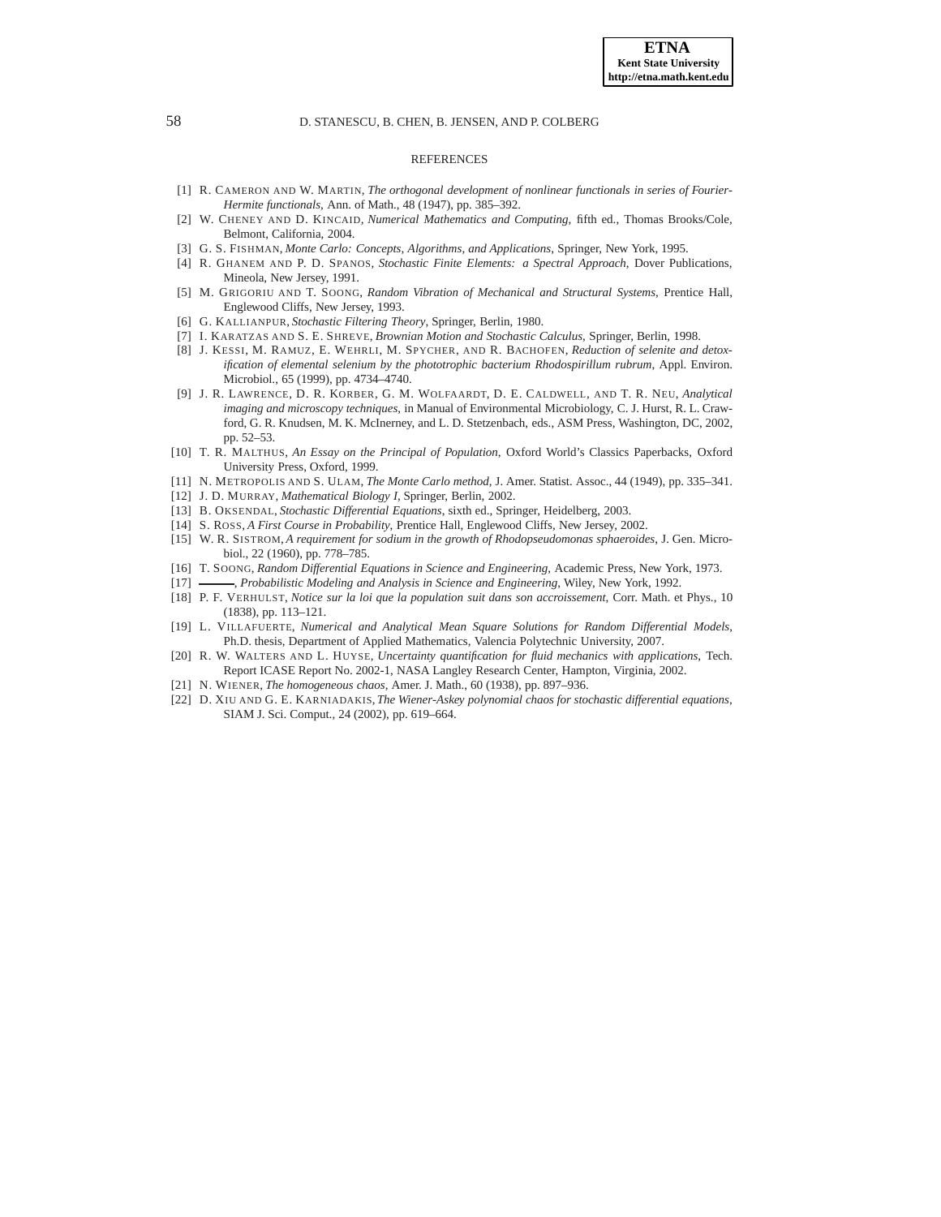## REFERENCES

[1] R. CAMERON AND W. MARTIN, *The orthogonal development of nonlinear functionals in series of Fourier-Hermite functionals*, Ann. of Math., 48 (1947), pp. 385–392.

[2] W. CHENEY AND D. KINCAID, *Numerical Mathematics and Computing*, fifth ed., Thomas Brooks/Cole, Belmont, California, 2004.

[3] G. S. FISHMAN, *Monte Carlo: Concepts, Algorithms, and Applications*, Springer, New York, 1995.

[4] R. GHANEM AND P. D. SPANOS, *Stochastic Finite Elements: a Spectral Approach*, Dover Publications, Mineola, New Jersey, 1991.

[5] M. GRIGORIU AND T. SOONG, *Random Vibration of Mechanical and Structural Systems*, Prentice Hall, Englewood Cliffs, New Jersey, 1993.

[6] G. KALLIANPUR, *Stochastic Filtering Theory*, Springer, Berlin, 1980.

[7] I. KARATZAS AND S. E. SHREVE, *Brownian Motion and Stochastic Calculus*, Springer, Berlin, 1998.

[8] J. KESSI, M. RAMUZ, E. WEHRLI, M. SPYCHER, AND R. BACHOFEN, *Reduction of selenite and detoxification of elemental selenium by the phototrophic bacterium Rhodospirillum rubrum*, Appl. Environ. Microbiol., 65 (1999), pp. 4734–4740.

[9] J. R. LAWRENCE, D. R. KORBER, G. M. WOLFAARDT, D. E. CALDWELL, AND T. R. NEU, *Analytical imaging and microscopy techniques*, in Manual of Environmental Microbiology, C. J. Hurst, R. L. Crawford, G. R. Knudsen, M. K. McInerney, and L. D. Stetzenbach, eds., ASM Press, Washington, DC, 2002, pp. 52–53.

[10] T. R. MALTHUS, *An Essay on the Principal of Population*, Oxford World's Classics Paperbacks, Oxford University Press, Oxford, 1999.

[11] N. METROPOLIS AND S. ULAM, *The Monte Carlo method*, J. Amer. Statist. Assoc., 44 (1949), pp. 335–341.

[12] J. D. MURRAY, *Mathematical Biology I*, Springer, Berlin, 2002.

[13] B. OKSENDAL, *Stochastic Differential Equations*, sixth ed., Springer, Heidelberg, 2003.

[14] S. ROSS, *A First Course in Probability*, Prentice Hall, Englewood Cliffs, New Jersey, 2002.

[15] W. R. SISTROM, *A requirement for sodium in the growth of Rhodopseudomonas sphaeroides*, J. Gen. Microbiol., 22 (1960), pp. 778–785.

[16] T. SOONG, *Random Differential Equations in Science and Engineering*, Academic Press, New York, 1973.

[17] ———, *Probabilistic Modeling and Analysis in Science and Engineering*, Wiley, New York, 1992.

[18] P. F. VERHULST, *Notice sur la loi que la population suit dans son accroissement*, Corr. Math. et Phys., 10 (1838), pp. 113–121.

[19] L. VILLAFUERTE, *Numerical and Analytical Mean Square Solutions for Random Differential Models*, Ph.D. thesis, Department of Applied Mathematics, Valencia Polytechnic University, 2007.

[20] R. W. WALTERS AND L. HUYSE, *Uncertainty quantification for fluid mechanics with applications*, Tech. Report ICASE Report No. 2002-1, NASA Langley Research Center, Hampton, Virginia, 2002.

[21] N. WIENER, *The homogeneous chaos*, Amer. J. Math., 60 (1938), pp. 897–936.

[22] D. XIU AND G. E. KARNIADAKIS, *The Wiener-Askey polynomial chaos for stochastic differential equations*, SIAM J. Sci. Comput., 24 (2002), pp. 619–664.